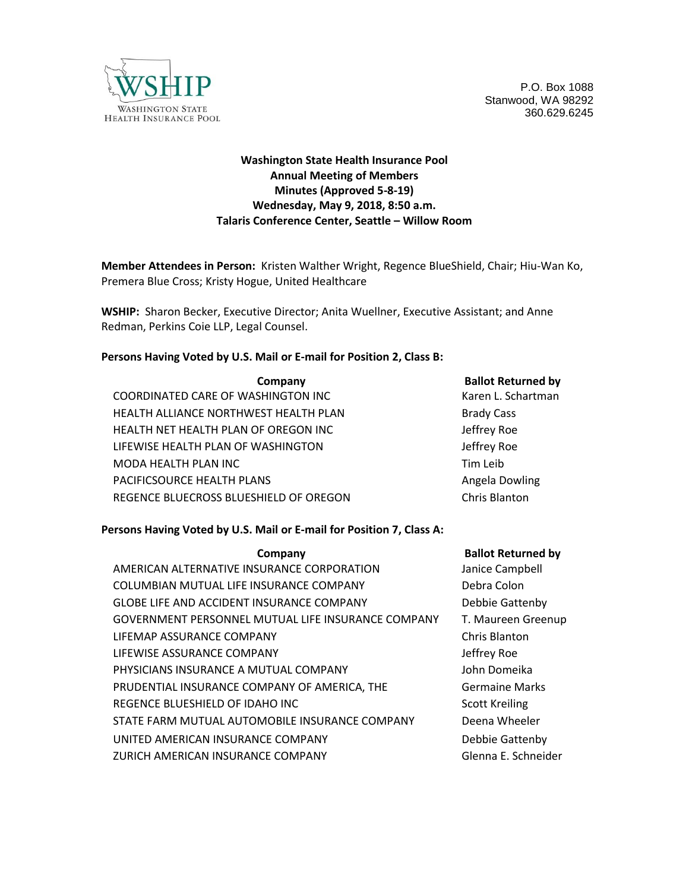WSHIP
WASHINGTON STATE HEALTH INSURANCE POOL

P.O. Box 1088
Stanwood, WA 98292
360.629.6245

**Washington State Health Insurance Pool**
**Annual Meeting of Members**
**Minutes (Approved 5-8-19)**
**Wednesday, May 9, 2018, 8:50 a.m.**
**Talaris Conference Center, Seattle – Willow Room**

**Member Attendees in Person:** Kristen Walther Wright, Regence BlueShield, Chair; Hiu-Wan Ko, Premera Blue Cross; Kristy Hogue, United Healthcare

**WSHIP:** Sharon Becker, Executive Director; Anita Wuellner, Executive Assistant; and Anne Redman, Perkins Coie LLP, Legal Counsel.

**Persons Having Voted by U.S. Mail or E-mail for Position 2, Class B:**

| Company | Ballot Returned by |
|---|---|
| COORDINATED CARE OF WASHINGTON INC | Karen L. Schartman |
| HEALTH ALLIANCE NORTHWEST HEALTH PLAN | Brady Cass |
| HEALTH NET HEALTH PLAN OF OREGON INC | Jeffrey Roe |
| LIFEWISE HEALTH PLAN OF WASHINGTON | Jeffrey Roe |
| MODA HEALTH PLAN INC | Tim Leib |
| PACIFICSOURCE HEALTH PLANS | Angela Dowling |
| REGENCE BLUECROSS BLUESHIELD OF OREGON | Chris Blanton |

**Persons Having Voted by U.S. Mail or E-mail for Position 7, Class A:**

| Company | Ballot Returned by |
|---|---|
| AMERICAN ALTERNATIVE INSURANCE CORPORATION | Janice Campbell |
| COLUMBIAN MUTUAL LIFE INSURANCE COMPANY | Debra Colon |
| GLOBE LIFE AND ACCIDENT INSURANCE COMPANY | Debbie Gattenby |
| GOVERNMENT PERSONNEL MUTUAL LIFE INSURANCE COMPANY | T. Maureen Greenup |
| LIFEMAP ASSURANCE COMPANY | Chris Blanton |
| LIFEWISE ASSURANCE COMPANY | Jeffrey Roe |
| PHYSICIANS INSURANCE A MUTUAL COMPANY | John Domeika |
| PRUDENTIAL INSURANCE COMPANY OF AMERICA, THE | Germaine Marks |
| REGENCE BLUESHIELD OF IDAHO INC | Scott Kreiling |
| STATE FARM MUTUAL AUTOMOBILE INSURANCE COMPANY | Deena Wheeler |
| UNITED AMERICAN INSURANCE COMPANY | Debbie Gattenby |
| ZURICH AMERICAN INSURANCE COMPANY | Glenna E. Schneider |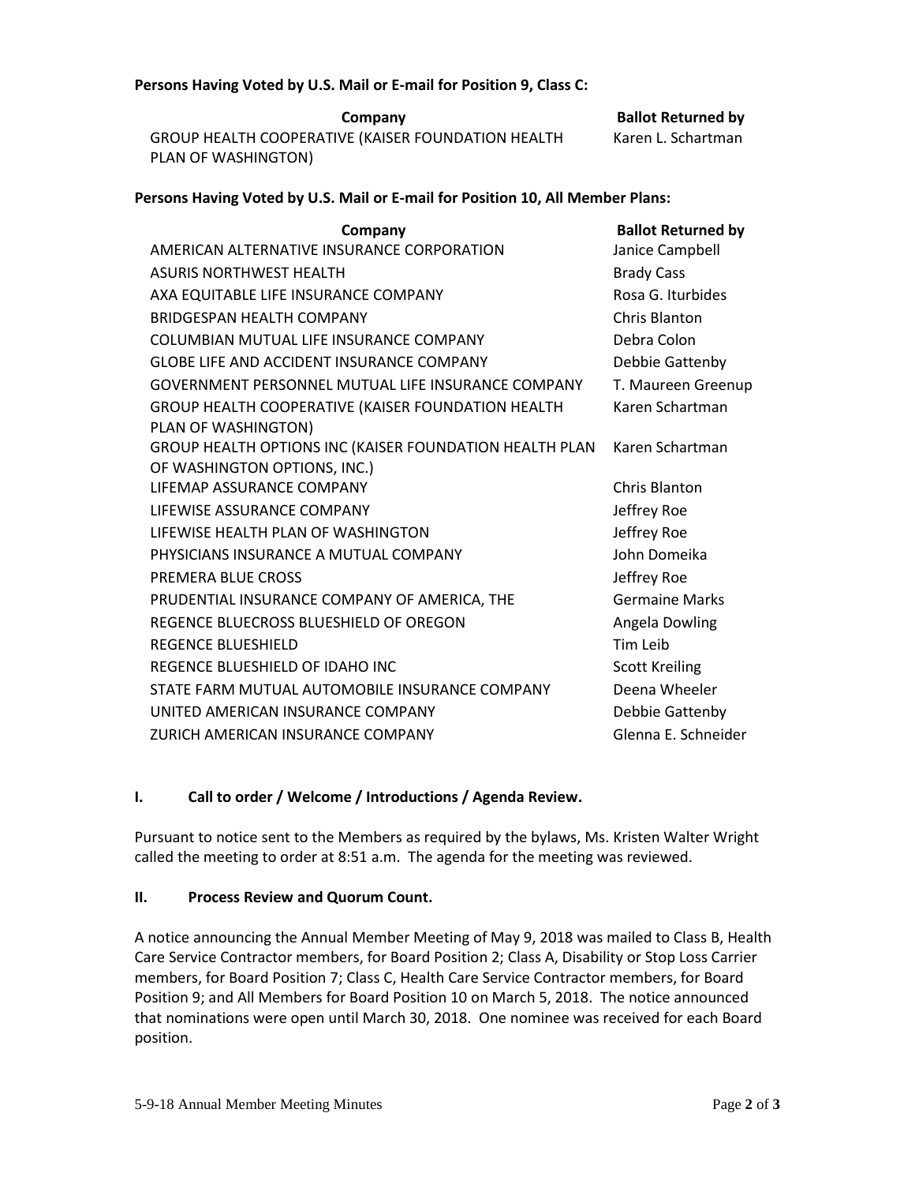**Persons Having Voted by U.S. Mail or E-mail for Position 9, Class C:**

| Company | Ballot Returned by |
|---|---|
| GROUP HEALTH COOPERATIVE (KAISER FOUNDATION HEALTH PLAN OF WASHINGTON) | Karen L. Schartman |

**Persons Having Voted by U.S. Mail or E-mail for Position 10, All Member Plans:**

| Company | Ballot Returned by |
|---|---|
| AMERICAN ALTERNATIVE INSURANCE CORPORATION | Janice Campbell |
| ASURIS NORTHWEST HEALTH | Brady Cass |
| AXA EQUITABLE LIFE INSURANCE COMPANY | Rosa G. Iturbides |
| BRIDGESPAN HEALTH COMPANY | Chris Blanton |
| COLUMBIAN MUTUAL LIFE INSURANCE COMPANY | Debra Colon |
| GLOBE LIFE AND ACCIDENT INSURANCE COMPANY | Debbie Gattenby |
| GOVERNMENT PERSONNEL MUTUAL LIFE INSURANCE COMPANY | T. Maureen Greenup |
| GROUP HEALTH COOPERATIVE (KAISER FOUNDATION HEALTH PLAN OF WASHINGTON) | Karen Schartman |
| GROUP HEALTH OPTIONS INC (KAISER FOUNDATION HEALTH PLAN OF WASHINGTON OPTIONS, INC.) | Karen Schartman |
| LIFEMAP ASSURANCE COMPANY | Chris Blanton |
| LIFEWISE ASSURANCE COMPANY | Jeffrey Roe |
| LIFEWISE HEALTH PLAN OF WASHINGTON | Jeffrey Roe |
| PHYSICIANS INSURANCE A MUTUAL COMPANY | John Domeika |
| PREMERA BLUE CROSS | Jeffrey Roe |
| PRUDENTIAL INSURANCE COMPANY OF AMERICA, THE | Germaine Marks |
| REGENCE BLUECROSS BLUESHIELD OF OREGON | Angela Dowling |
| REGENCE BLUESHIELD | Tim Leib |
| REGENCE BLUESHIELD OF IDAHO INC | Scott Kreiling |
| STATE FARM MUTUAL AUTOMOBILE INSURANCE COMPANY | Deena Wheeler |
| UNITED AMERICAN INSURANCE COMPANY | Debbie Gattenby |
| ZURICH AMERICAN INSURANCE COMPANY | Glenna E. Schneider |

## I. Call to order / Welcome / Introductions / Agenda Review.

Pursuant to notice sent to the Members as required by the bylaws, Ms. Kristen Walter Wright called the meeting to order at 8:51 a.m. The agenda for the meeting was reviewed.

## II. Process Review and Quorum Count.

A notice announcing the Annual Member Meeting of May 9, 2018 was mailed to Class B, Health Care Service Contractor members, for Board Position 2; Class A, Disability or Stop Loss Carrier members, for Board Position 7; Class C, Health Care Service Contractor members, for Board Position 9; and All Members for Board Position 10 on March 5, 2018. The notice announced that nominations were open until March 30, 2018. One nominee was received for each Board position.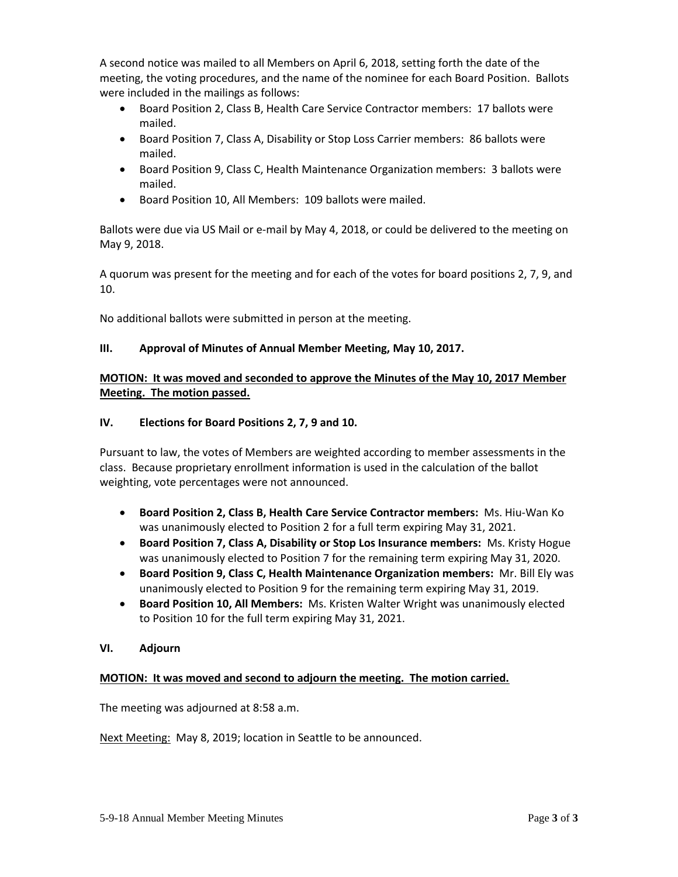A second notice was mailed to all Members on April 6, 2018, setting forth the date of the meeting, the voting procedures, and the name of the nominee for each Board Position. Ballots were included in the mailings as follows:

- Board Position 2, Class B, Health Care Service Contractor members: 17 ballots were mailed.
- Board Position 7, Class A, Disability or Stop Loss Carrier members: 86 ballots were mailed.
- Board Position 9, Class C, Health Maintenance Organization members: 3 ballots were mailed.
- Board Position 10, All Members: 109 ballots were mailed.

Ballots were due via US Mail or e-mail by May 4, 2018, or could be delivered to the meeting on May 9, 2018.

A quorum was present for the meeting and for each of the votes for board positions 2, 7, 9, and 10.

No additional ballots were submitted in person at the meeting.

### III. Approval of Minutes of Annual Member Meeting, May 10, 2017.

**MOTION: It was moved and seconded to approve the Minutes of the May 10, 2017 Member Meeting. The motion passed.**

### IV. Elections for Board Positions 2, 7, 9 and 10.

Pursuant to law, the votes of Members are weighted according to member assessments in the class. Because proprietary enrollment information is used in the calculation of the ballot weighting, vote percentages were not announced.

- **Board Position 2, Class B, Health Care Service Contractor members:** Ms. Hiu-Wan Ko was unanimously elected to Position 2 for a full term expiring May 31, 2021.
- **Board Position 7, Class A, Disability or Stop Los Insurance members:** Ms. Kristy Hogue was unanimously elected to Position 7 for the remaining term expiring May 31, 2020.
- **Board Position 9, Class C, Health Maintenance Organization members:** Mr. Bill Ely was unanimously elected to Position 9 for the remaining term expiring May 31, 2019.
- **Board Position 10, All Members:** Ms. Kristen Walter Wright was unanimously elected to Position 10 for the full term expiring May 31, 2021.

### VI. Adjourn

**MOTION: It was moved and second to adjourn the meeting. The motion carried.**

The meeting was adjourned at 8:58 a.m.

Next Meeting: May 8, 2019; location in Seattle to be announced.